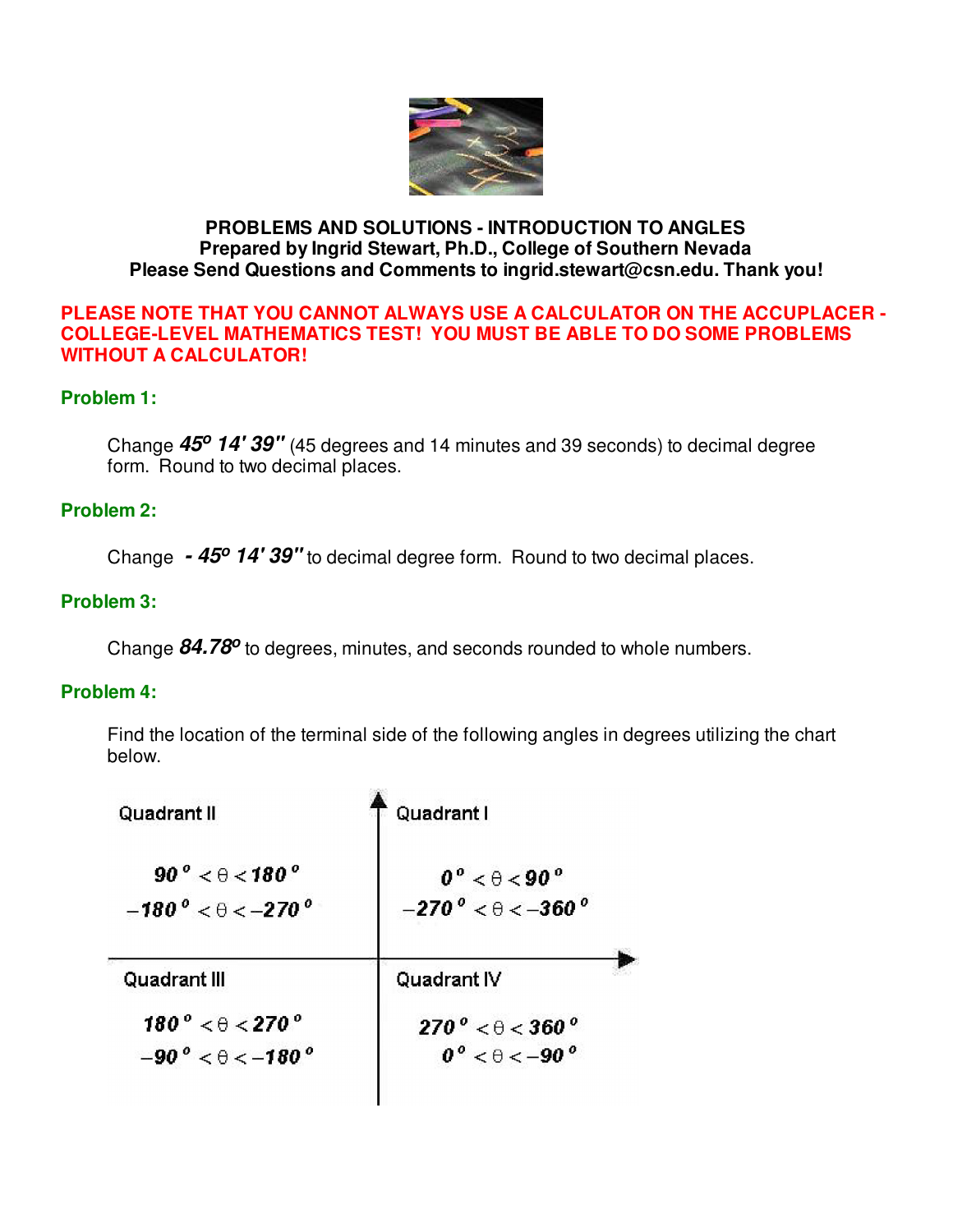**PROBLEMS AND SOLUTIONS - INTRODUCTION TO ANGLES**
**Prepared by Ingrid Stewart, Ph.D., College of Southern Nevada**
**Please Send Questions and Comments to ingrid.stewart@csn.edu. Thank you!**

**PLEASE NOTE THAT YOU CANNOT ALWAYS USE A CALCULATOR ON THE ACCUPLACER - COLLEGE-LEVEL MATHEMATICS TEST! YOU MUST BE ABLE TO DO SOME PROBLEMS WITHOUT A CALCULATOR!**

### Problem 1:

Change $45^o\ 14'\ 39''$ (45 degrees and 14 minutes and 39 seconds) to decimal degree form. Round to two decimal places.

### Problem 2:

Change $-45^o\ 14'\ 39''$ to decimal degree form. Round to two decimal places.

### Problem 3:

Change $84.78^o$ to degrees, minutes, and seconds rounded to whole numbers.

### Problem 4:

Find the location of the terminal side of the following angles in degrees utilizing the chart below.

| Quadrant II | Quadrant I |
|---|---|
| $90^o < \theta < 180^o$ | $0^o < \theta < 90^o$ |
| $-180^o < \theta < -270^o$ | $-270^o < \theta < -360^o$ |
| **Quadrant III** | **Quadrant IV** |
| $180^o < \theta < 270^o$ | $270^o < \theta < 360^o$ |
| $-90^o < \theta < -180^o$ | $0^o < \theta < -90^o$ |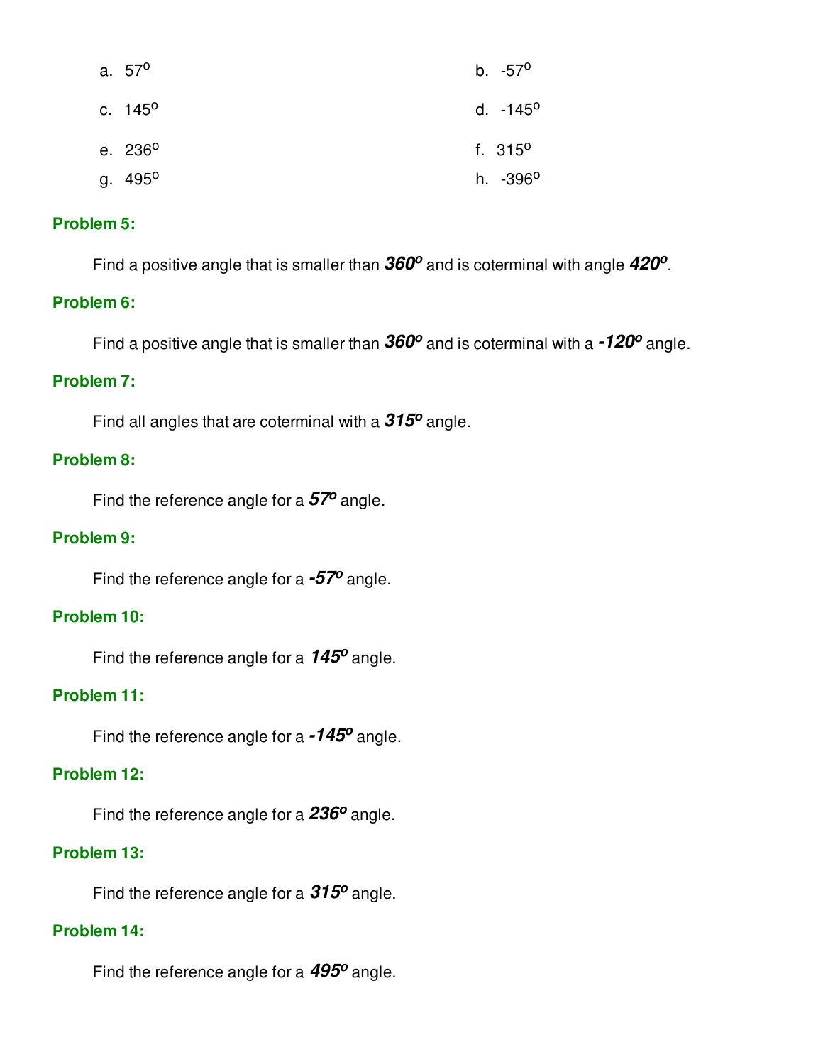a. $57^o$

b. $-57^o$

c. $145^o$

d. $-145^o$

e. $236^o$

f. $315^o$

g. $495^o$

h. $-396^o$

**Problem 5:**

Find a positive angle that is smaller than ***$360^o$*** and is coterminal with angle ***$420^o$***.

**Problem 6:**

Find a positive angle that is smaller than ***$360^o$*** and is coterminal with a ***$-120^o$*** angle.

**Problem 7:**

Find all angles that are coterminal with a ***$315^o$*** angle.

**Problem 8:**

Find the reference angle for a ***$57^o$*** angle.

**Problem 9:**

Find the reference angle for a ***$-57^o$*** angle.

**Problem 10:**

Find the reference angle for a ***$145^o$*** angle.

**Problem 11:**

Find the reference angle for a ***$-145^o$*** angle.

**Problem 12:**

Find the reference angle for a ***$236^o$*** angle.

**Problem 13:**

Find the reference angle for a ***$315^o$*** angle.

**Problem 14:**

Find the reference angle for a ***$495^o$*** angle.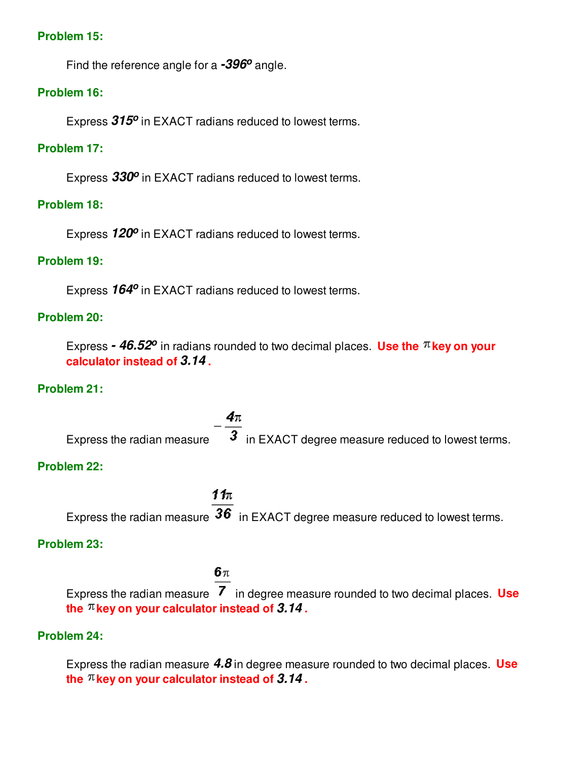**Problem 15:**

Find the reference angle for a $-396^o$ angle.

**Problem 16:**

Express $315^o$ in EXACT radians reduced to lowest terms.

**Problem 17:**

Express $330^o$ in EXACT radians reduced to lowest terms.

**Problem 18:**

Express $120^o$ in EXACT radians reduced to lowest terms.

**Problem 19:**

Express $164^o$ in EXACT radians reduced to lowest terms.

**Problem 20:**

Express $-46.52^o$ in radians rounded to two decimal places. **Use the $\pi$ key on your calculator instead of *3.14*.**

**Problem 21:**

Express the radian measure $-\frac{4\pi}{3}$ in EXACT degree measure reduced to lowest terms.

**Problem 22:**

Express the radian measure $\frac{11\pi}{36}$ in EXACT degree measure reduced to lowest terms.

**Problem 23:**

Express the radian measure $\frac{6\pi}{7}$ in degree measure rounded to two decimal places. **Use the $\pi$ key on your calculator instead of *3.14*.**

**Problem 24:**

Express the radian measure $4.8$ in degree measure rounded to two decimal places. **Use the $\pi$ key on your calculator instead of *3.14*.**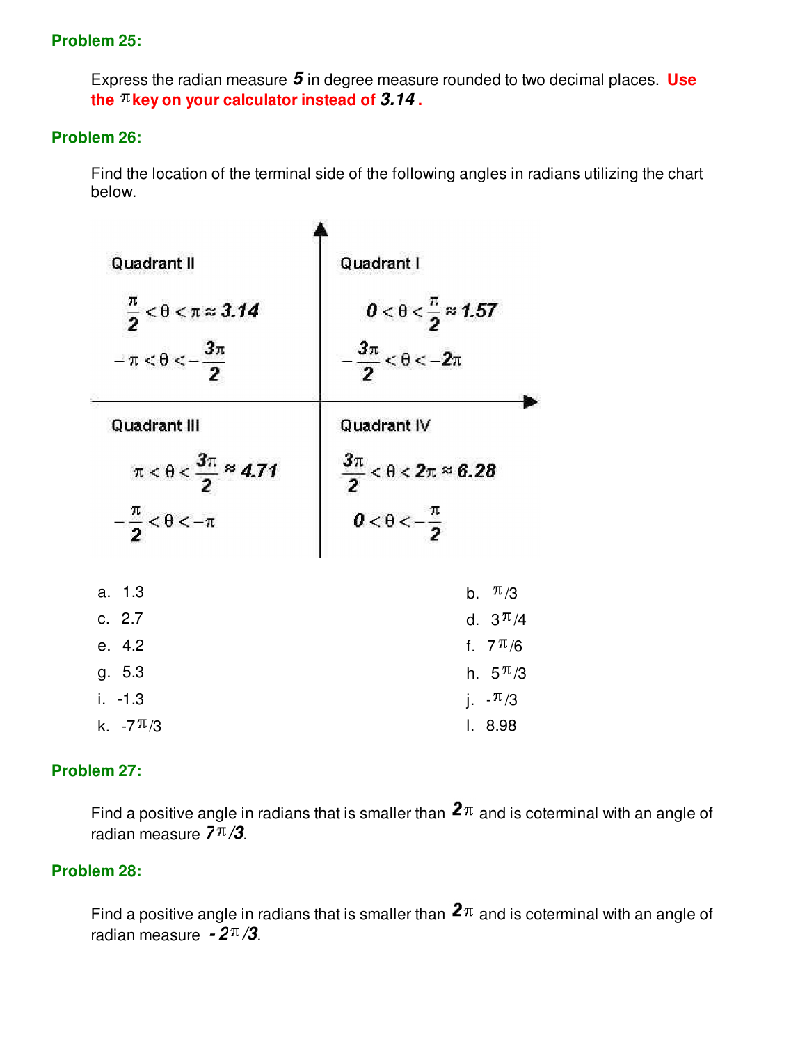### Problem 25:

Express the radian measure ***5*** in degree measure rounded to two decimal places. **Use the $\pi$ key on your calculator instead of *3.14*.**

### Problem 26:

Find the location of the terminal side of the following angles in radians utilizing the chart below.

| Quadrant II | Quadrant I |
|---|---|
| $\frac{\pi}{2} < \theta < \pi \approx 3.14$ | $0 < \theta < \frac{\pi}{2} \approx 1.57$ |
| $-\pi < \theta < -\frac{3\pi}{2}$ | $-\frac{3\pi}{2} < \theta < -2\pi$ |
| **Quadrant III** | **Quadrant IV** |
| $\pi < \theta < \frac{3\pi}{2} \approx 4.71$ | $\frac{3\pi}{2} < \theta < 2\pi \approx 6.28$ |
| $-\frac{\pi}{2} < \theta < -\pi$ | $0 < \theta < -\frac{\pi}{2}$ |

a. 1.3

b. $\pi/3$

c. 2.7

d. $3\pi/4$

e. 4.2

f. $7\pi/6$

g. 5.3

h. $5\pi/3$

i. -1.3

j. $-\pi/3$

k. $-7\pi/3$

l. 8.98

### Problem 27:

Find a positive angle in radians that is smaller than $2\pi$ and is coterminal with an angle of radian measure $7\pi/3$.

### Problem 28:

Find a positive angle in radians that is smaller than $2\pi$ and is coterminal with an angle of radian measure $-2\pi/3$.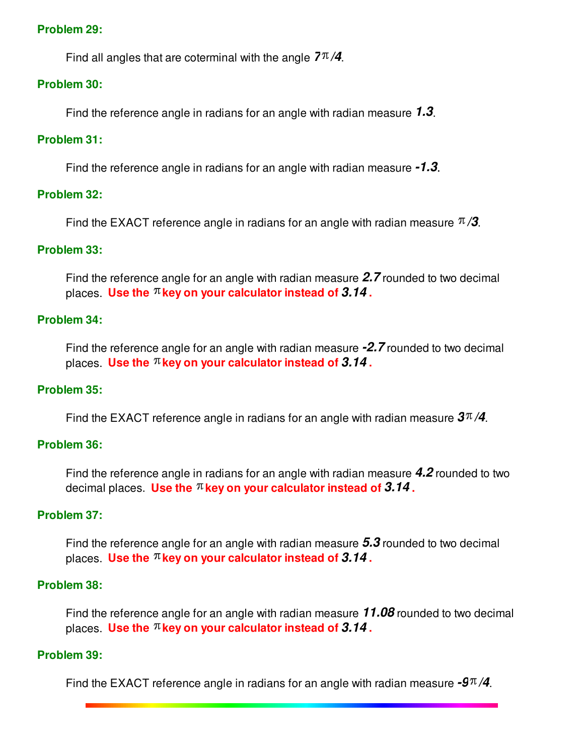**Problem 29:**

Find all angles that are coterminal with the angle $7\pi/4$.

**Problem 30:**

Find the reference angle in radians for an angle with radian measure $1.3$.

**Problem 31:**

Find the reference angle in radians for an angle with radian measure $-1.3$.

**Problem 32:**

Find the EXACT reference angle in radians for an angle with radian measure $\pi/3$.

**Problem 33:**

Find the reference angle for an angle with radian measure $2.7$ rounded to two decimal places. **Use the $\pi$ key on your calculator instead of $3.14$.**

**Problem 34:**

Find the reference angle for an angle with radian measure $-2.7$ rounded to two decimal places. **Use the $\pi$ key on your calculator instead of $3.14$.**

**Problem 35:**

Find the EXACT reference angle in radians for an angle with radian measure $3\pi/4$.

**Problem 36:**

Find the reference angle in radians for an angle with radian measure $4.2$ rounded to two decimal places. **Use the $\pi$ key on your calculator instead of $3.14$.**

**Problem 37:**

Find the reference angle for an angle with radian measure $5.3$ rounded to two decimal places. **Use the $\pi$ key on your calculator instead of $3.14$.**

**Problem 38:**

Find the reference angle for an angle with radian measure $11.08$ rounded to two decimal places. **Use the $\pi$ key on your calculator instead of $3.14$.**

**Problem 39:**

Find the EXACT reference angle in radians for an angle with radian measure $-9\pi/4$.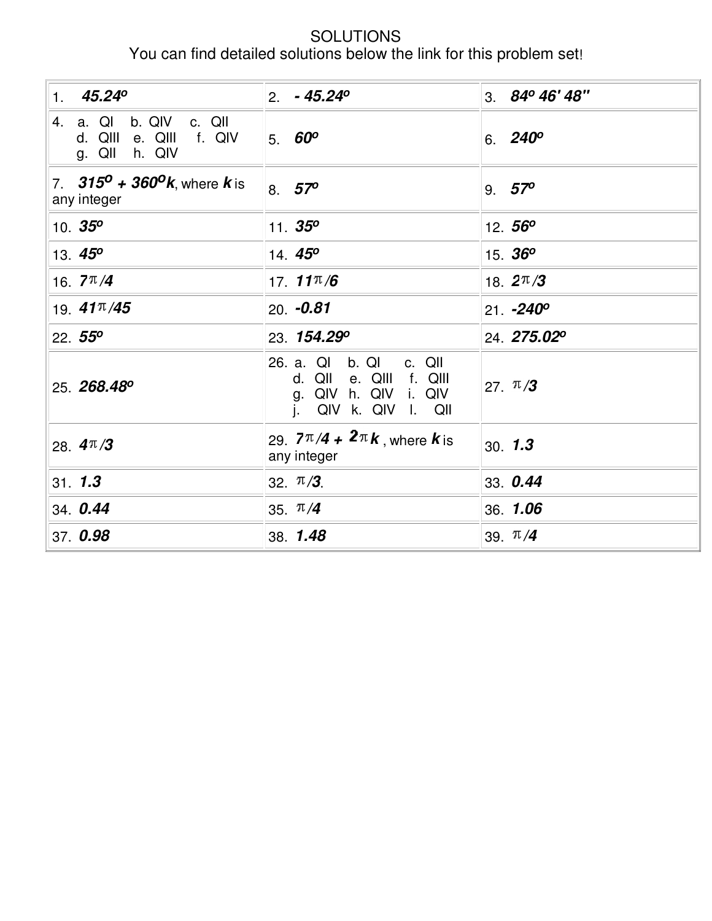# SOLUTIONS

You can find detailed solutions below the link for this problem set!

| | | |
|---|---|---|
| 1. $45.24^o$ | 2. $-45.24^o$ | 3. $84^o\ 46'\ 48''$ |
| 4. a. QI b. QIV c. QII d. QIII e. QIII f. QIV g. QII h. QIV | 5. $60^o$ | 6. $240^o$ |
| 7. $315^o + 360^o k$, where $k$ is any integer | 8. $57^o$ | 9. $57^o$ |
| 10. $35^o$ | 11. $35^o$ | 12. $56^o$ |
| 13. $45^o$ | 14. $45^o$ | 15. $36^o$ |
| 16. $7\pi/4$ | 17. $11\pi/6$ | 18. $2\pi/3$ |
| 19. $41\pi/45$ | 20. $-0.81$ | 21. $-240^o$ |
| 22. $55^o$ | 23. $154.29^o$ | 24. $275.02^o$ |
| 25. $268.48^o$ | 26. a. QI b. QI c. QII d. QII e. QIII f. QIII g. QIV h. QIV i. QIV j. QIV k. QIV l. QII | 27. $\pi/3$ |
| 28. $4\pi/3$ | 29. $7\pi/4 + 2\pi k$, where $k$ is any integer | 30. $1.3$ |
| 31. $1.3$ | 32. $\pi/3$. | 33. $0.44$ |
| 34. $0.44$ | 35. $\pi/4$ | 36. $1.06$ |
| 37. $0.98$ | 38. $1.48$ | 39. $\pi/4$ |